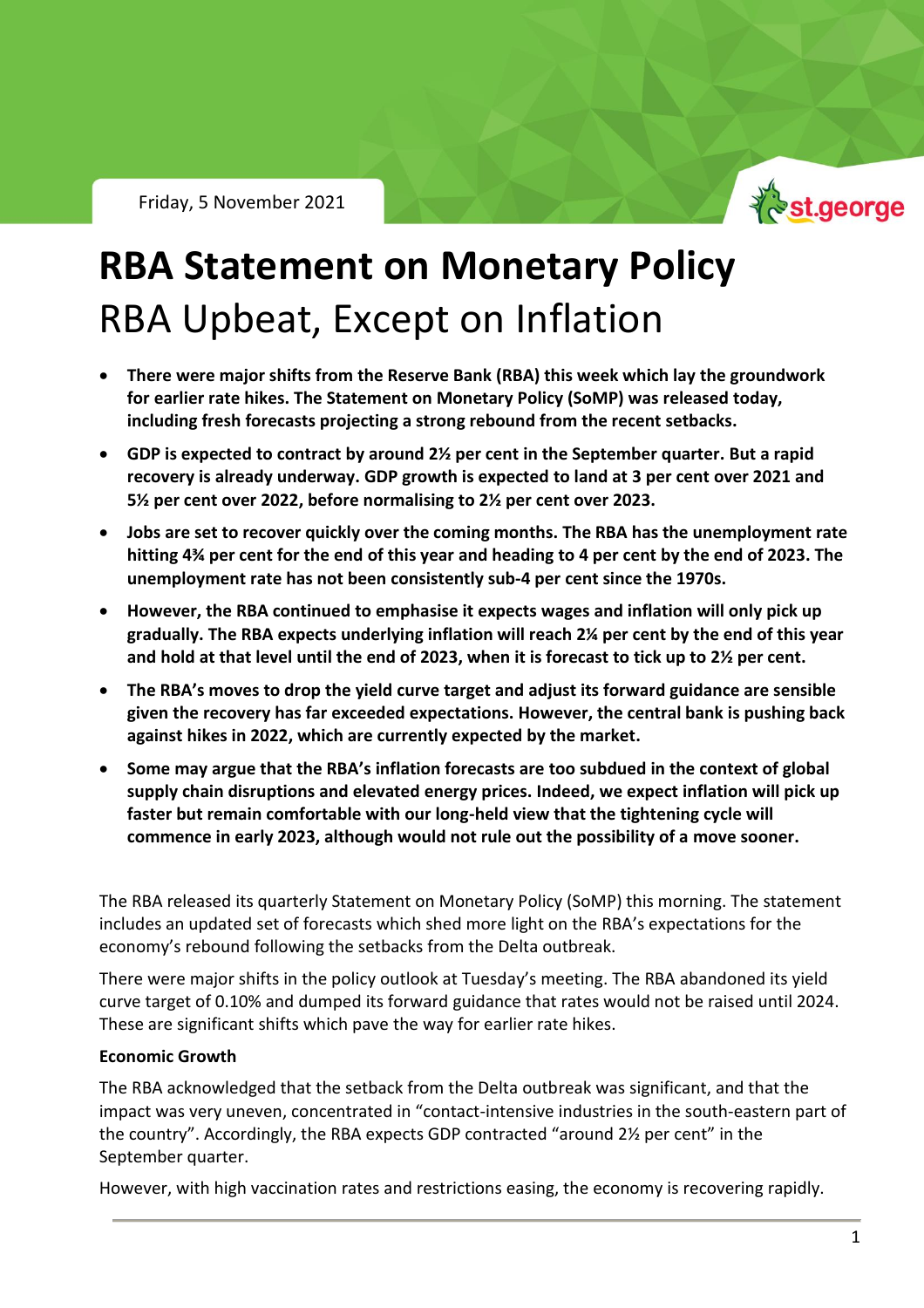Friday, 5 November 2021

# RBA Statement on Monetary Policy

## RBA Upbeat, Except on Inflation

- **There were major shifts from the Reserve Bank (RBA) this week which lay the groundwork for earlier rate hikes. The Statement on Monetary Policy (SoMP) was released today, including fresh forecasts projecting a strong rebound from the recent setbacks.**
- **GDP is expected to contract by around 2½ per cent in the September quarter. But a rapid recovery is already underway. GDP growth is expected to land at 3 per cent over 2021 and 5½ per cent over 2022, before normalising to 2½ per cent over 2023.**
- **Jobs are set to recover quickly over the coming months. The RBA has the unemployment rate hitting 4¾ per cent for the end of this year and heading to 4 per cent by the end of 2023. The unemployment rate has not been consistently sub-4 per cent since the 1970s.**
- **However, the RBA continued to emphasise it expects wages and inflation will only pick up gradually. The RBA expects underlying inflation will reach 2¼ per cent by the end of this year and hold at that level until the end of 2023, when it is forecast to tick up to 2½ per cent.**
- **The RBA's moves to drop the yield curve target and adjust its forward guidance are sensible given the recovery has far exceeded expectations. However, the central bank is pushing back against hikes in 2022, which are currently expected by the market.**
- **Some may argue that the RBA's inflation forecasts are too subdued in the context of global supply chain disruptions and elevated energy prices. Indeed, we expect inflation will pick up faster but remain comfortable with our long-held view that the tightening cycle will commence in early 2023, although would not rule out the possibility of a move sooner.**

The RBA released its quarterly Statement on Monetary Policy (SoMP) this morning. The statement includes an updated set of forecasts which shed more light on the RBA's expectations for the economy's rebound following the setbacks from the Delta outbreak.

There were major shifts in the policy outlook at Tuesday's meeting. The RBA abandoned its yield curve target of 0.10% and dumped its forward guidance that rates would not be raised until 2024. These are significant shifts which pave the way for earlier rate hikes.

**Economic Growth**

The RBA acknowledged that the setback from the Delta outbreak was significant, and that the impact was very uneven, concentrated in "contact-intensive industries in the south-eastern part of the country". Accordingly, the RBA expects GDP contracted "around 2½ per cent" in the September quarter.

However, with high vaccination rates and restrictions easing, the economy is recovering rapidly.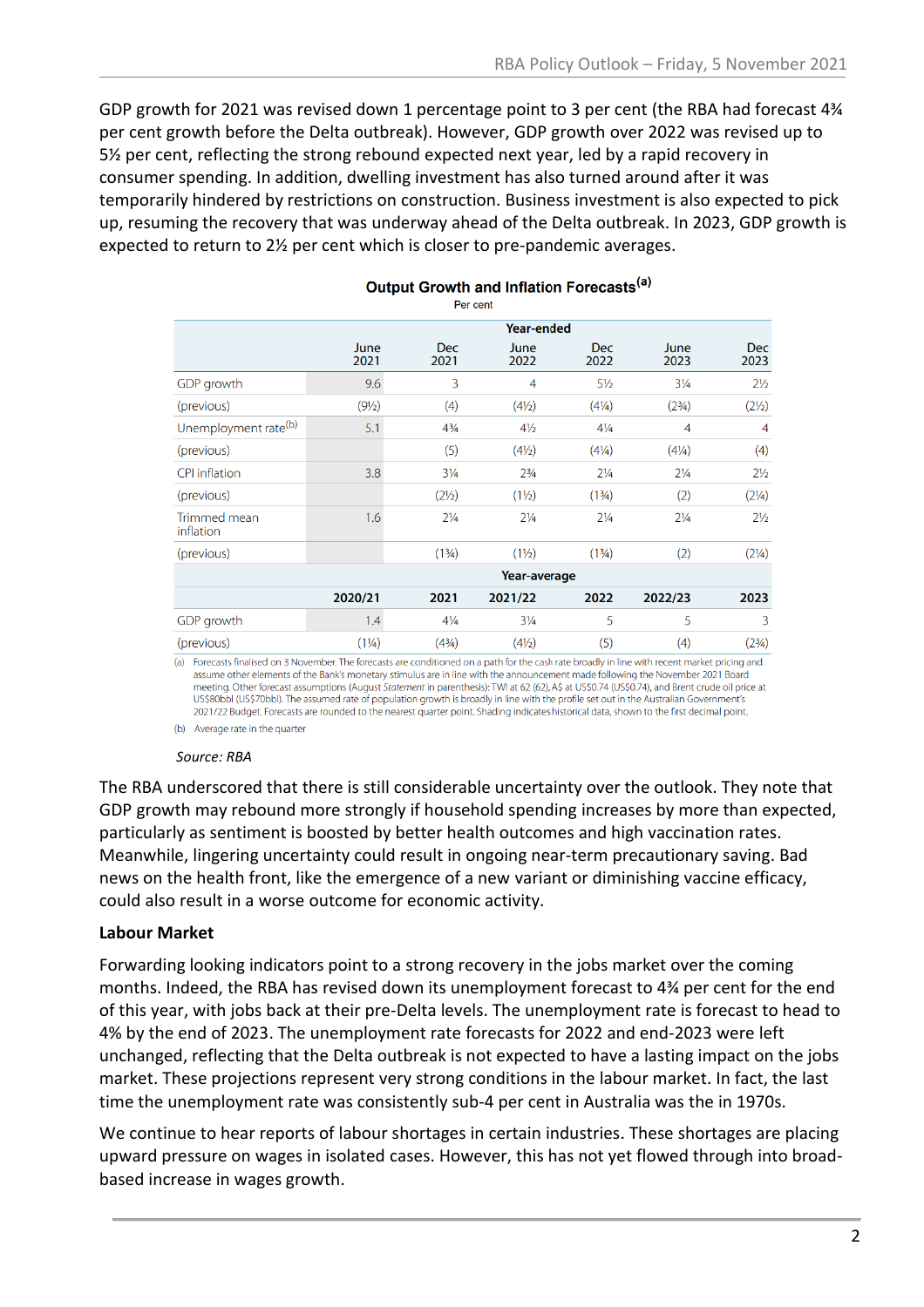GDP growth for 2021 was revised down 1 percentage point to 3 per cent (the RBA had forecast 4¾ per cent growth before the Delta outbreak). However, GDP growth over 2022 was revised up to 5½ per cent, reflecting the strong rebound expected next year, led by a rapid recovery in consumer spending. In addition, dwelling investment has also turned around after it was temporarily hindered by restrictions on construction. Business investment is also expected to pick up, resuming the recovery that was underway ahead of the Delta outbreak. In 2023, GDP growth is expected to return to 2½ per cent which is closer to pre-pandemic averages.

**Output Growth and Inflation Forecasts[a]**

Per cent

| | Year-ended | | | | | |
|---|---|---|---|---|---|---|
| | June 2021 | Dec 2021 | June 2022 | Dec 2022 | June 2023 | Dec 2023 |
| GDP growth | 9.6 | 3 | 4 | 5½ | 3¼ | 2½ |
| (previous) | (9½) | (4) | (4½) | (4¼) | (2¾) | (2½) |
| Unemployment rate[b] | 5.1 | 4¾ | 4½ | 4¼ | 4 | 4 |
| (previous) | | (5) | (4½) | (4¼) | (4¼) | (4) |
| CPI inflation | 3.8 | 3¼ | 2¾ | 2¼ | 2¼ | 2½ |
| (previous) | | (2½) | (1½) | (1¾) | (2) | (2¼) |
| Trimmed mean inflation | 1.6 | 2¼ | 2¼ | 2¼ | 2¼ | 2½ |
| (previous) | | (1¾) | (1½) | (1¾) | (2) | (2¼) |
| | Year-average | | | | | |
| | 2020/21 | 2021 | 2021/22 | 2022 | 2022/23 | 2023 |
| GDP growth | 1.4 | 4¼ | 3¼ | 5 | 5 | 3 |
| (previous) | (1¼) | (4¾) | (4½) | (5) | (4) | (2¾) |

(a) Forecasts finalised on 3 November. The forecasts are conditioned on a path for the cash rate broadly in line with recent market pricing and assume other elements of the Bank's monetary stimulus are in line with the announcement made following the November 2021 Board meeting. Other forecast assumptions (August *Statement* in parenthesis): TWI at 62 (62), A$ at US$0.74 (US$0.74), and Brent crude oil price at US$80bbl (US$70bbl). The assumed rate of population growth is broadly in line with the profile set out in the Australian Government's 2021/22 Budget. Forecasts are rounded to the nearest quarter point. Shading indicates historical data, shown to the first decimal point.

(b) Average rate in the quarter

*Source: RBA*

The RBA underscored that there is still considerable uncertainty over the outlook. They note that GDP growth may rebound more strongly if household spending increases by more than expected, particularly as sentiment is boosted by better health outcomes and high vaccination rates. Meanwhile, lingering uncertainty could result in ongoing near-term precautionary saving. Bad news on the health front, like the emergence of a new variant or diminishing vaccine efficacy, could also result in a worse outcome for economic activity.

**Labour Market**

Forwarding looking indicators point to a strong recovery in the jobs market over the coming months. Indeed, the RBA has revised down its unemployment forecast to 4¾ per cent for the end of this year, with jobs back at their pre-Delta levels. The unemployment rate is forecast to head to 4% by the end of 2023. The unemployment rate forecasts for 2022 and end-2023 were left unchanged, reflecting that the Delta outbreak is not expected to have a lasting impact on the jobs market. These projections represent very strong conditions in the labour market. In fact, the last time the unemployment rate was consistently sub-4 per cent in Australia was the in 1970s.

We continue to hear reports of labour shortages in certain industries. These shortages are placing upward pressure on wages in isolated cases. However, this has not yet flowed through into broad-based increase in wages growth.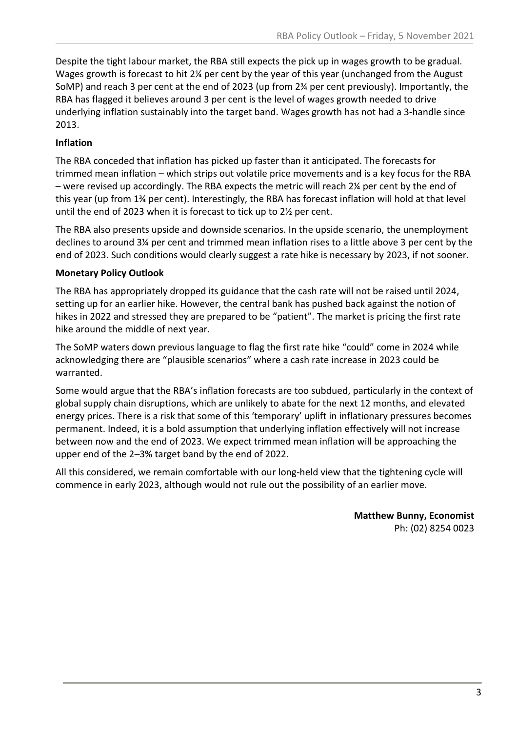Despite the tight labour market, the RBA still expects the pick up in wages growth to be gradual. Wages growth is forecast to hit 2¼ per cent by the year of this year (unchanged from the August SoMP) and reach 3 per cent at the end of 2023 (up from 2¾ per cent previously). Importantly, the RBA has flagged it believes around 3 per cent is the level of wages growth needed to drive underlying inflation sustainably into the target band. Wages growth has not had a 3-handle since 2013.

**Inflation**

The RBA conceded that inflation has picked up faster than it anticipated. The forecasts for trimmed mean inflation – which strips out volatile price movements and is a key focus for the RBA – were revised up accordingly. The RBA expects the metric will reach 2¼ per cent by the end of this year (up from 1¾ per cent). Interestingly, the RBA has forecast inflation will hold at that level until the end of 2023 when it is forecast to tick up to 2½ per cent.

The RBA also presents upside and downside scenarios. In the upside scenario, the unemployment declines to around 3¼ per cent and trimmed mean inflation rises to a little above 3 per cent by the end of 2023. Such conditions would clearly suggest a rate hike is necessary by 2023, if not sooner.

**Monetary Policy Outlook**

The RBA has appropriately dropped its guidance that the cash rate will not be raised until 2024, setting up for an earlier hike. However, the central bank has pushed back against the notion of hikes in 2022 and stressed they are prepared to be "patient". The market is pricing the first rate hike around the middle of next year.

The SoMP waters down previous language to flag the first rate hike "could" come in 2024 while acknowledging there are "plausible scenarios" where a cash rate increase in 2023 could be warranted.

Some would argue that the RBA's inflation forecasts are too subdued, particularly in the context of global supply chain disruptions, which are unlikely to abate for the next 12 months, and elevated energy prices. There is a risk that some of this 'temporary' uplift in inflationary pressures becomes permanent. Indeed, it is a bold assumption that underlying inflation effectively will not increase between now and the end of 2023. We expect trimmed mean inflation will be approaching the upper end of the 2–3% target band by the end of 2022.

All this considered, we remain comfortable with our long-held view that the tightening cycle will commence in early 2023, although would not rule out the possibility of an earlier move.

**Matthew Bunny, Economist**
Ph: (02) 8254 0023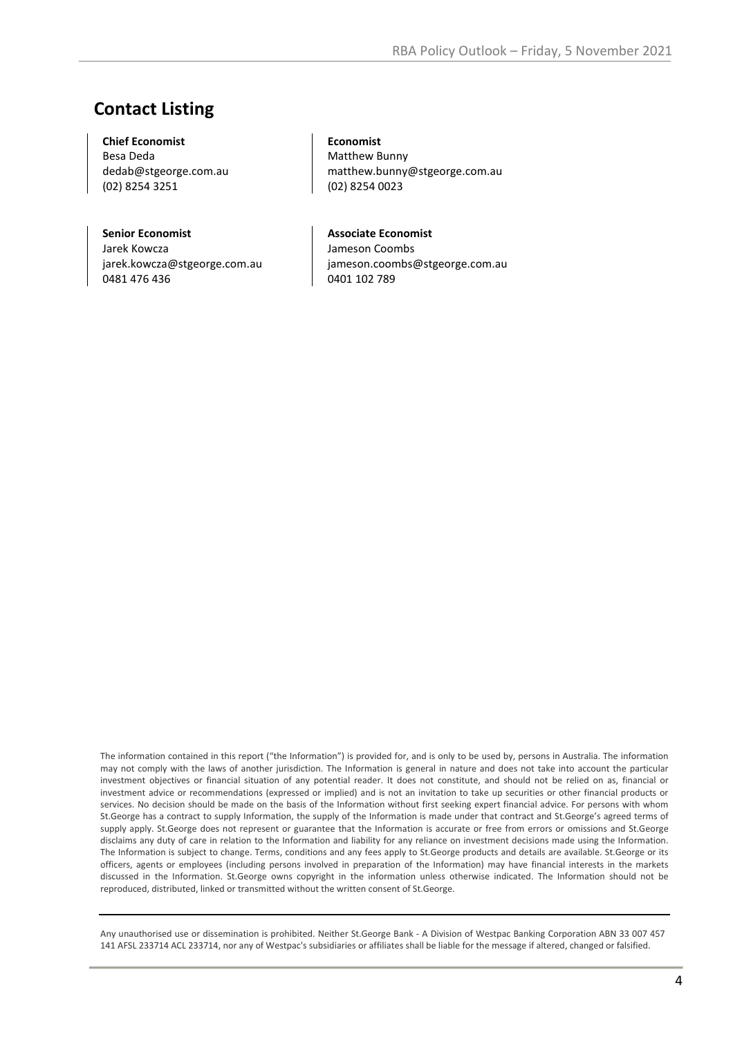## Contact Listing

**Chief Economist**
Besa Deda
dedab@stgeorge.com.au
(02) 8254 3251

**Senior Economist**
Jarek Kowcza
jarek.kowcza@stgeorge.com.au
0481 476 436

**Economist**
Matthew Bunny
matthew.bunny@stgeorge.com.au
(02) 8254 0023

**Associate Economist**
Jameson Coombs
jameson.coombs@stgeorge.com.au
0401 102 789

The information contained in this report ("the Information") is provided for, and is only to be used by, persons in Australia. The information may not comply with the laws of another jurisdiction. The Information is general in nature and does not take into account the particular investment objectives or financial situation of any potential reader. It does not constitute, and should not be relied on as, financial or investment advice or recommendations (expressed or implied) and is not an invitation to take up securities or other financial products or services. No decision should be made on the basis of the Information without first seeking expert financial advice. For persons with whom St.George has a contract to supply Information, the supply of the Information is made under that contract and St.George's agreed terms of supply apply. St.George does not represent or guarantee that the Information is accurate or free from errors or omissions and St.George disclaims any duty of care in relation to the Information and liability for any reliance on investment decisions made using the Information. The Information is subject to change. Terms, conditions and any fees apply to St.George products and details are available. St.George or its officers, agents or employees (including persons involved in preparation of the Information) may have financial interests in the markets discussed in the Information. St.George owns copyright in the information unless otherwise indicated. The Information should not be reproduced, distributed, linked or transmitted without the written consent of St.George.

Any unauthorised use or dissemination is prohibited. Neither St.George Bank - A Division of Westpac Banking Corporation ABN 33 007 457 141 AFSL 233714 ACL 233714, nor any of Westpac's subsidiaries or affiliates shall be liable for the message if altered, changed or falsified.